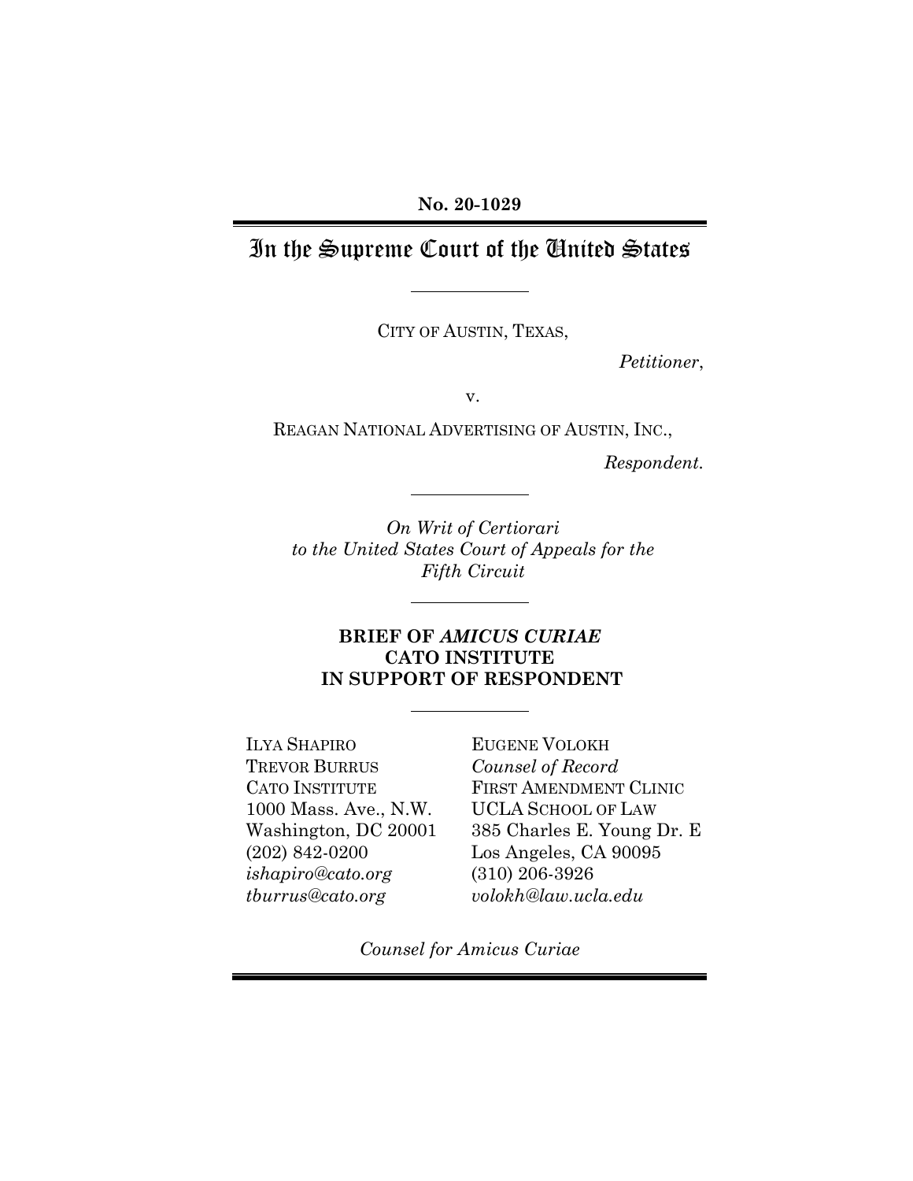**No. 20-1029**

# In the Supreme Court of the United States

CITY OF AUSTIN, TEXAS,

*Petitioner*,

v.

REAGAN NATIONAL ADVERTISING OF AUSTIN, INC.,

*Respondent.*

*On Writ of Certiorari*
*to the United States Court of Appeals for the*
*Fifth Circuit*

**BRIEF OF *AMICUS CURIAE***
**CATO INSTITUTE**
**IN SUPPORT OF RESPONDENT**

ILYA SHAPIRO
TREVOR BURRUS
CATO INSTITUTE
1000 Mass. Ave., N.W.
Washington, DC 20001
(202) 842-0200
*ishapiro@cato.org*
*tburrus@cato.org*

EUGENE VOLOKH
*Counsel of Record*
FIRST AMENDMENT CLINIC
UCLA SCHOOL OF LAW
385 Charles E. Young Dr. E
Los Angeles, CA 90095
(310) 206-3926
*volokh@law.ucla.edu*

*Counsel for Amicus Curiae*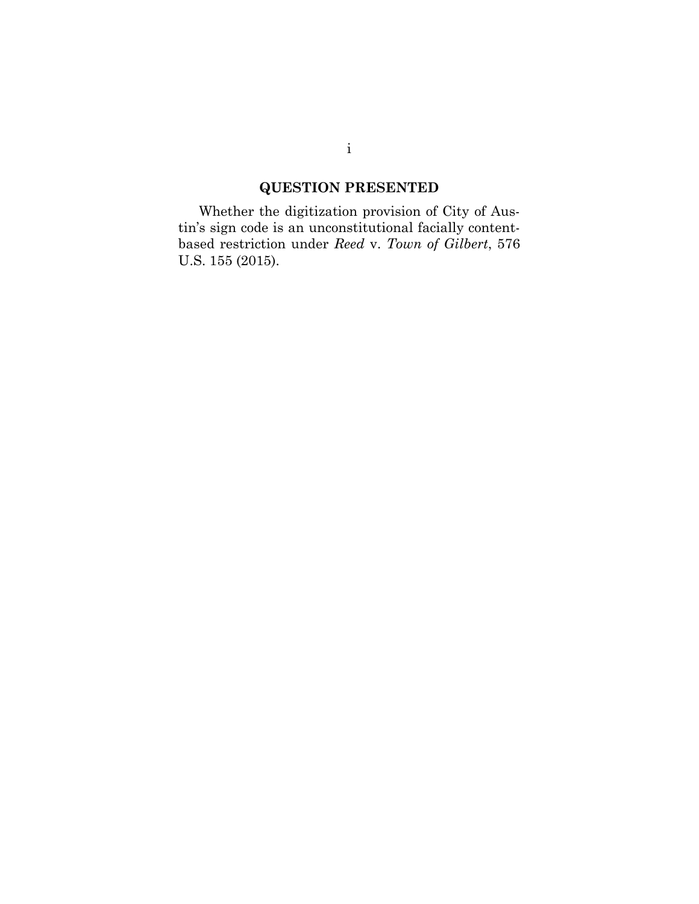## QUESTION PRESENTED

Whether the digitization provision of City of Austin's sign code is an unconstitutional facially content-based restriction under *Reed* v. *Town of Gilbert*, 576 U.S. 155 (2015).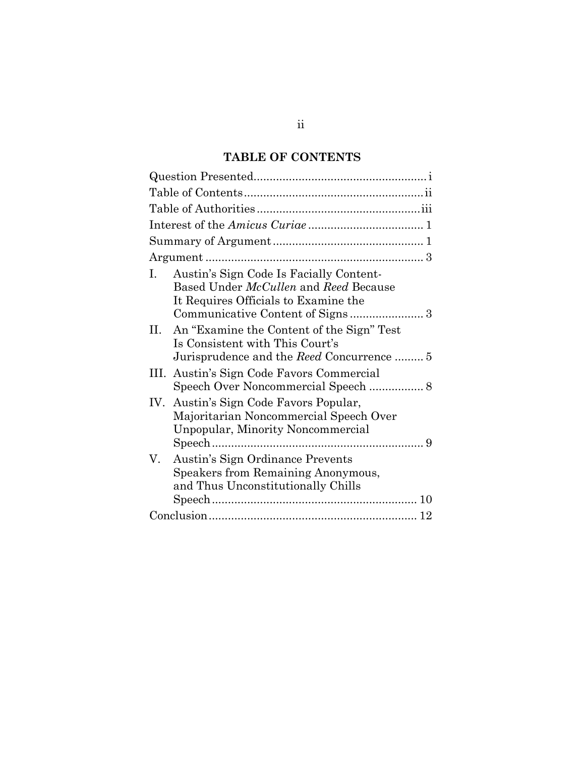## TABLE OF CONTENTS

| | |
|---|---|
| Question Presented | i |
| Table of Contents | ii |
| Table of Authorities | iii |
| Interest of the *Amicus Curiae* | 1 |
| Summary of Argument | 1 |
| Argument | 3 |
| I. Austin's Sign Code Is Facially Content-Based Under *McCullen* and *Reed* Because It Requires Officials to Examine the Communicative Content of Signs | 3 |
| II. An "Examine the Content of the Sign" Test Is Consistent with This Court's Jurisprudence and the *Reed* Concurrence | 5 |
| III. Austin's Sign Code Favors Commercial Speech Over Noncommercial Speech | 8 |
| IV. Austin's Sign Code Favors Popular, Majoritarian Noncommercial Speech Over Unpopular, Minority Noncommercial Speech | 9 |
| V. Austin's Sign Ordinance Prevents Speakers from Remaining Anonymous, and Thus Unconstitutionally Chills Speech | 10 |
| Conclusion | 12 |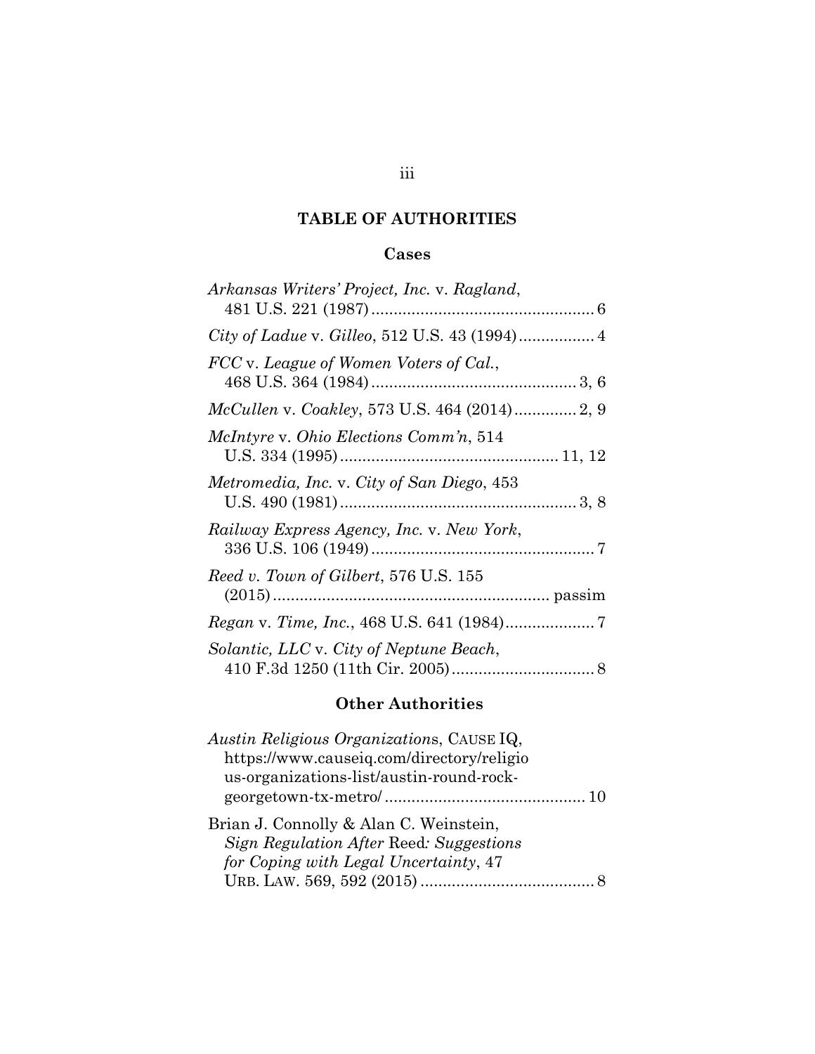## TABLE OF AUTHORITIES

### Cases

*Arkansas Writers' Project, Inc.* v. *Ragland*, 481 U.S. 221 (1987) .................................................. 6

*City of Ladue* v. *Gilleo*, 512 U.S. 43 (1994) ................. 4

*FCC* v. *League of Women Voters of Cal.*, 468 U.S. 364 (1984) .............................................. 3, 6

*McCullen* v. *Coakley*, 573 U.S. 464 (2014) .............. 2, 9

*McIntyre* v. *Ohio Elections Comm'n*, 514 U.S. 334 (1995) ................................................. 11, 12

*Metromedia, Inc.* v. *City of San Diego*, 453 U.S. 490 (1981) ..................................................... 3, 8

*Railway Express Agency, Inc.* v. *New York*, 336 U.S. 106 (1949) .................................................. 7

*Reed v. Town of Gilbert*, 576 U.S. 155 (2015) ............................................................. passim

*Regan* v. *Time, Inc.*, 468 U.S. 641 (1984) .................... 7

*Solantic, LLC* v. *City of Neptune Beach*, 410 F.3d 1250 (11th Cir. 2005) ................................ 8

### Other Authorities

*Austin Religious Organizations*, CAUSE IQ, https://www.causeiq.com/directory/religious-organizations-list/austin-round-rock-georgetown-tx-metro/ ............................................ 10

Brian J. Connolly & Alan C. Weinstein, *Sign Regulation After* Reed*: Suggestions for Coping with Legal Uncertainty*, 47 URB. LAW. 569, 592 (2015) ....................................... 8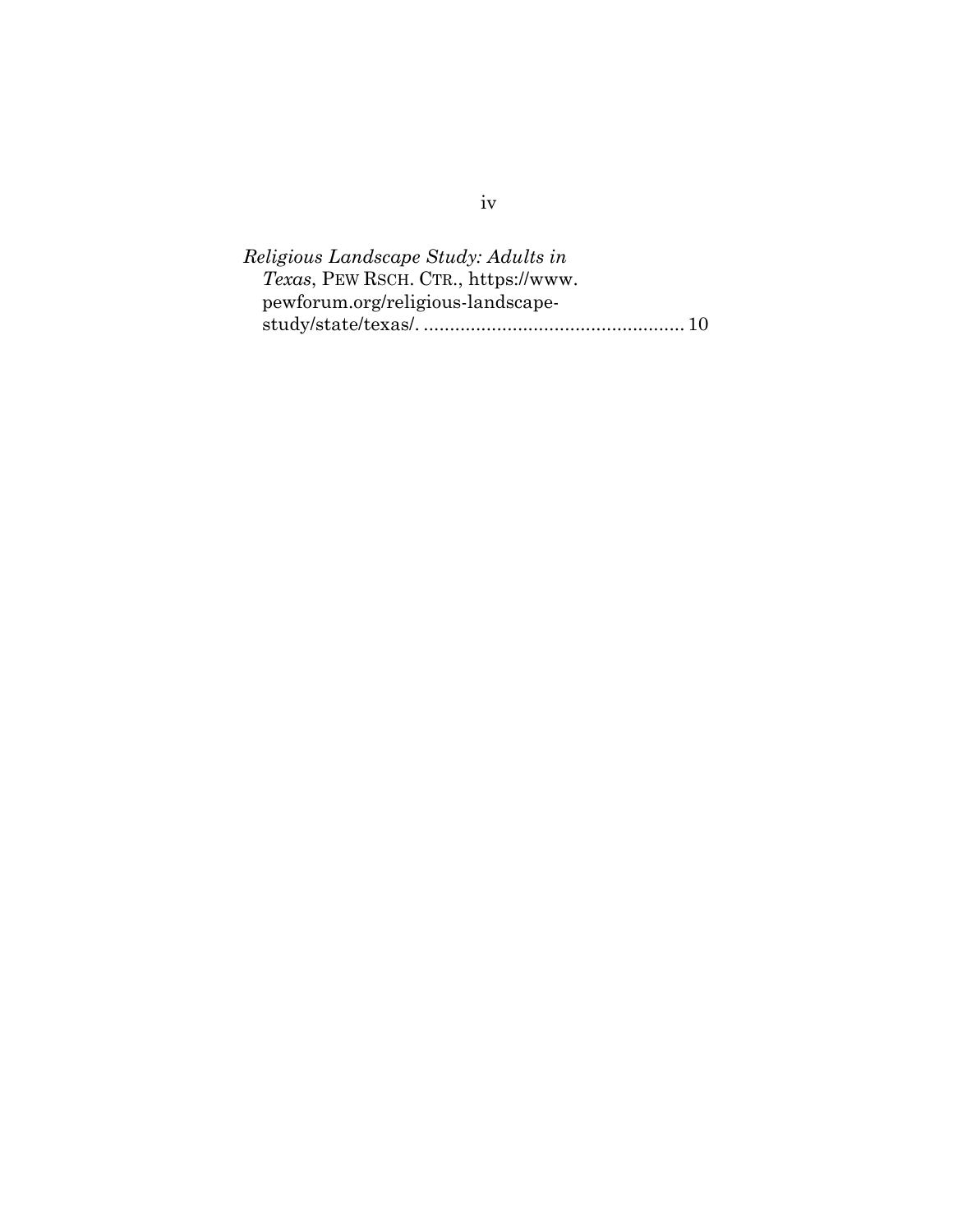*Religious Landscape Study: Adults in Texas*, PEW RSCH. CTR., https://www.pewforum.org/religious-landscape-study/state/texas/. ................................................... 10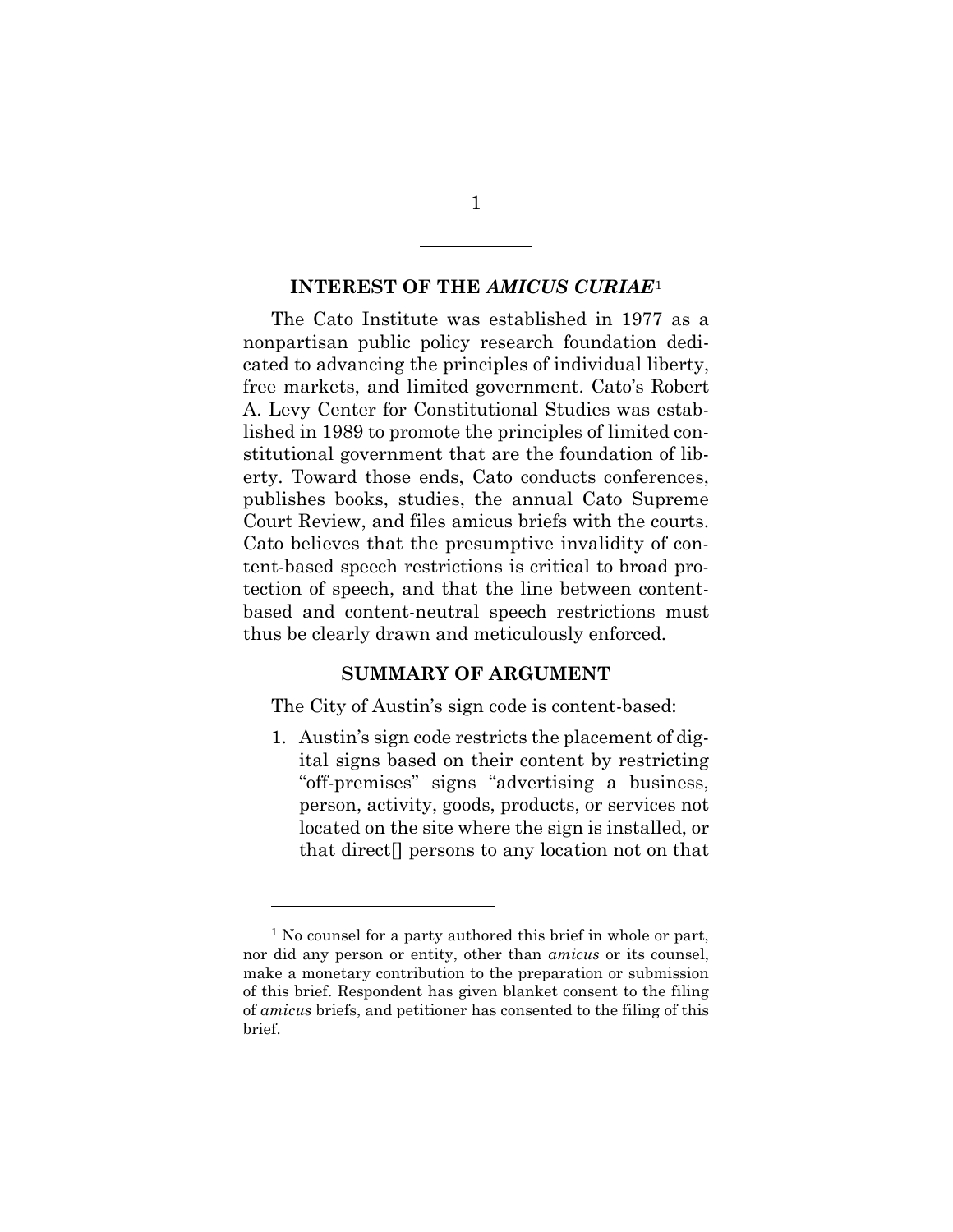## INTEREST OF THE *AMICUS CURIAE*[1]

The Cato Institute was established in 1977 as a nonpartisan public policy research foundation dedicated to advancing the principles of individual liberty, free markets, and limited government. Cato's Robert A. Levy Center for Constitutional Studies was established in 1989 to promote the principles of limited constitutional government that are the foundation of liberty. Toward those ends, Cato conducts conferences, publishes books, studies, the annual Cato Supreme Court Review, and files amicus briefs with the courts. Cato believes that the presumptive invalidity of content-based speech restrictions is critical to broad protection of speech, and that the line between content-based and content-neutral speech restrictions must thus be clearly drawn and meticulously enforced.

## SUMMARY OF ARGUMENT

The City of Austin's sign code is content-based:

1. Austin's sign code restricts the placement of digital signs based on their content by restricting "off-premises" signs "advertising a business, person, activity, goods, products, or services not located on the site where the sign is installed, or that direct[] persons to any location not on that

---

[1] No counsel for a party authored this brief in whole or part, nor did any person or entity, other than *amicus* or its counsel, make a monetary contribution to the preparation or submission of this brief. Respondent has given blanket consent to the filing of *amicus* briefs, and petitioner has consented to the filing of this brief.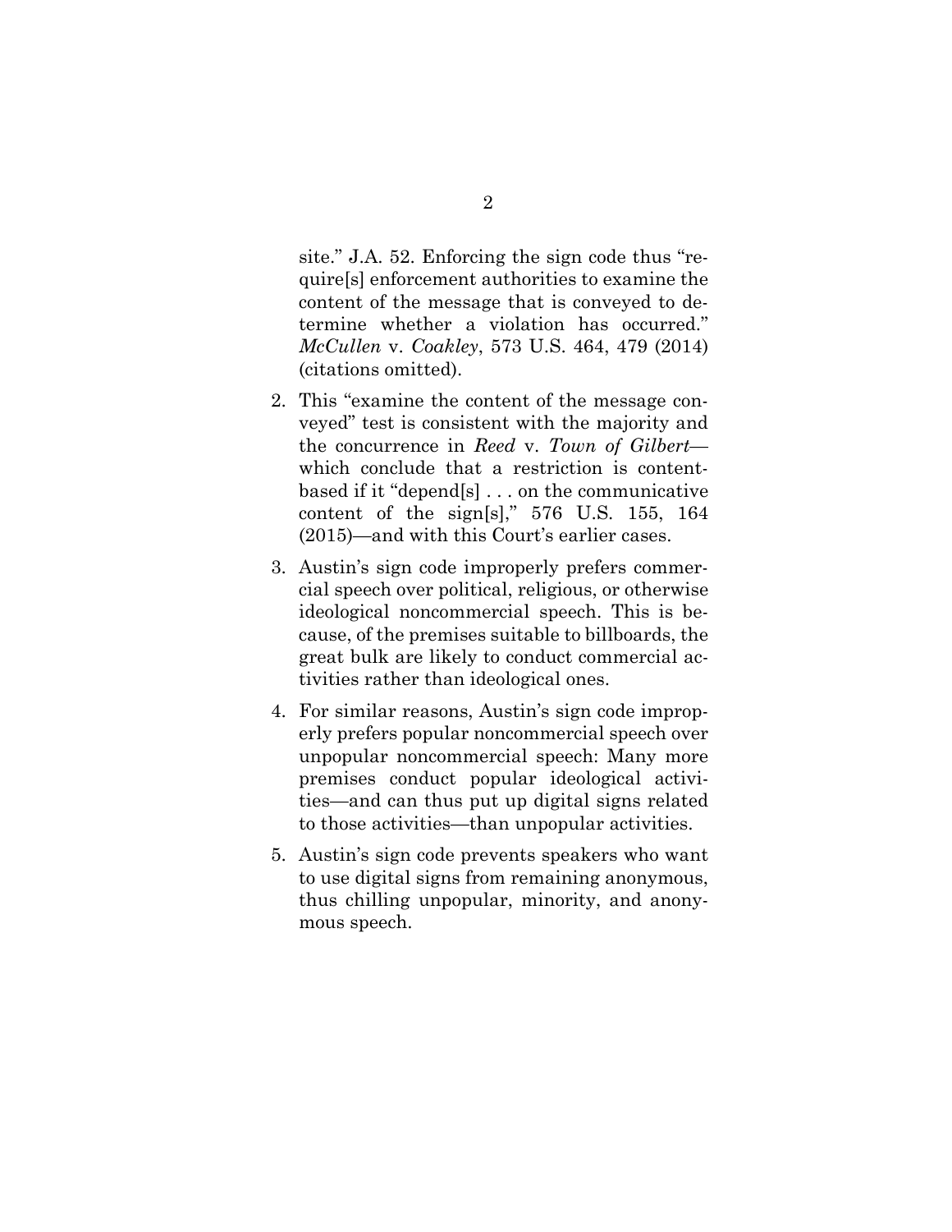site." J.A. 52. Enforcing the sign code thus "require[s] enforcement authorities to examine the content of the message that is conveyed to determine whether a violation has occurred." *McCullen* v. *Coakley*, 573 U.S. 464, 479 (2014) (citations omitted).

2. This "examine the content of the message conveyed" test is consistent with the majority and the concurrence in *Reed* v. *Town of Gilbert*—which conclude that a restriction is content-based if it "depend[s] . . . on the communicative content of the sign[s]," 576 U.S. 155, 164 (2015)—and with this Court's earlier cases.

3. Austin's sign code improperly prefers commercial speech over political, religious, or otherwise ideological noncommercial speech. This is because, of the premises suitable to billboards, the great bulk are likely to conduct commercial activities rather than ideological ones.

4. For similar reasons, Austin's sign code improperly prefers popular noncommercial speech over unpopular noncommercial speech: Many more premises conduct popular ideological activities—and can thus put up digital signs related to those activities—than unpopular activities.

5. Austin's sign code prevents speakers who want to use digital signs from remaining anonymous, thus chilling unpopular, minority, and anonymous speech.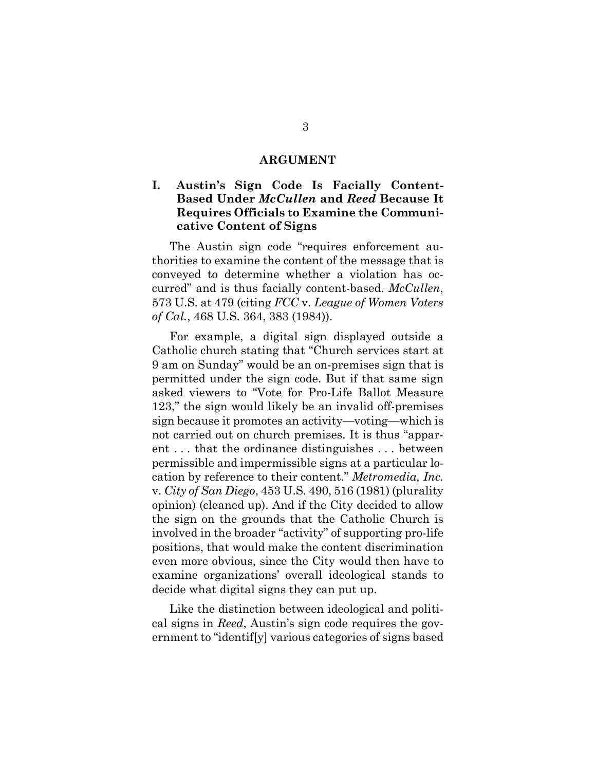## ARGUMENT

### I. Austin's Sign Code Is Facially Content-Based Under *McCullen* and *Reed* Because It Requires Officials to Examine the Communicative Content of Signs

The Austin sign code "requires enforcement authorities to examine the content of the message that is conveyed to determine whether a violation has occurred" and is thus facially content-based. *McCullen*, 573 U.S. at 479 (citing *FCC* v. *League of Women Voters of Cal.*, 468 U.S. 364, 383 (1984)).

For example, a digital sign displayed outside a Catholic church stating that "Church services start at 9 am on Sunday" would be an on-premises sign that is permitted under the sign code. But if that same sign asked viewers to "Vote for Pro-Life Ballot Measure 123," the sign would likely be an invalid off-premises sign because it promotes an activity—voting—which is not carried out on church premises. It is thus "apparent . . . that the ordinance distinguishes . . . between permissible and impermissible signs at a particular location by reference to their content." *Metromedia, Inc.* v. *City of San Diego*, 453 U.S. 490, 516 (1981) (plurality opinion) (cleaned up). And if the City decided to allow the sign on the grounds that the Catholic Church is involved in the broader "activity" of supporting pro-life positions, that would make the content discrimination even more obvious, since the City would then have to examine organizations' overall ideological stands to decide what digital signs they can put up.

Like the distinction between ideological and political signs in *Reed*, Austin's sign code requires the government to "identif[y] various categories of signs based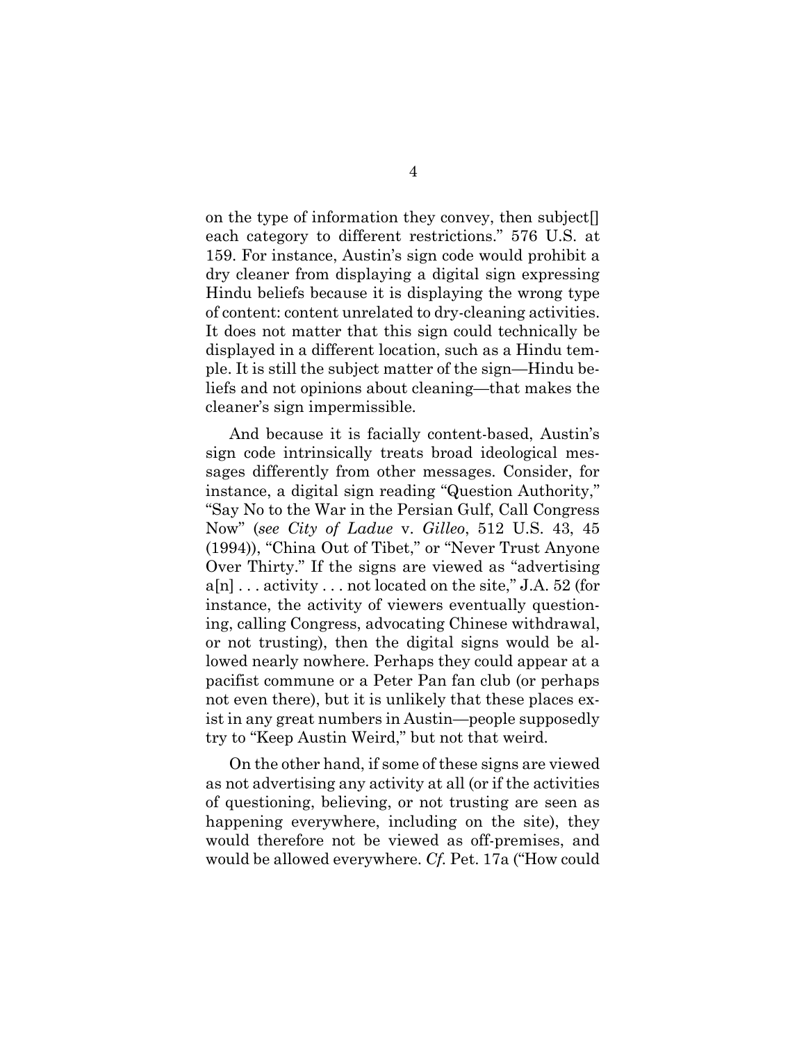on the type of information they convey, then subject[] each category to different restrictions." 576 U.S. at 159. For instance, Austin's sign code would prohibit a dry cleaner from displaying a digital sign expressing Hindu beliefs because it is displaying the wrong type of content: content unrelated to dry-cleaning activities. It does not matter that this sign could technically be displayed in a different location, such as a Hindu temple. It is still the subject matter of the sign—Hindu beliefs and not opinions about cleaning—that makes the cleaner's sign impermissible.

And because it is facially content-based, Austin's sign code intrinsically treats broad ideological messages differently from other messages. Consider, for instance, a digital sign reading "Question Authority," "Say No to the War in the Persian Gulf, Call Congress Now" (*see City of Ladue* v. *Gilleo*, 512 U.S. 43, 45 (1994)), "China Out of Tibet," or "Never Trust Anyone Over Thirty." If the signs are viewed as "advertising a[n] . . . activity . . . not located on the site," J.A. 52 (for instance, the activity of viewers eventually questioning, calling Congress, advocating Chinese withdrawal, or not trusting), then the digital signs would be allowed nearly nowhere. Perhaps they could appear at a pacifist commune or a Peter Pan fan club (or perhaps not even there), but it is unlikely that these places exist in any great numbers in Austin—people supposedly try to "Keep Austin Weird," but not that weird.

On the other hand, if some of these signs are viewed as not advertising any activity at all (or if the activities of questioning, believing, or not trusting are seen as happening everywhere, including on the site), they would therefore not be viewed as off-premises, and would be allowed everywhere. *Cf.* Pet. 17a ("How could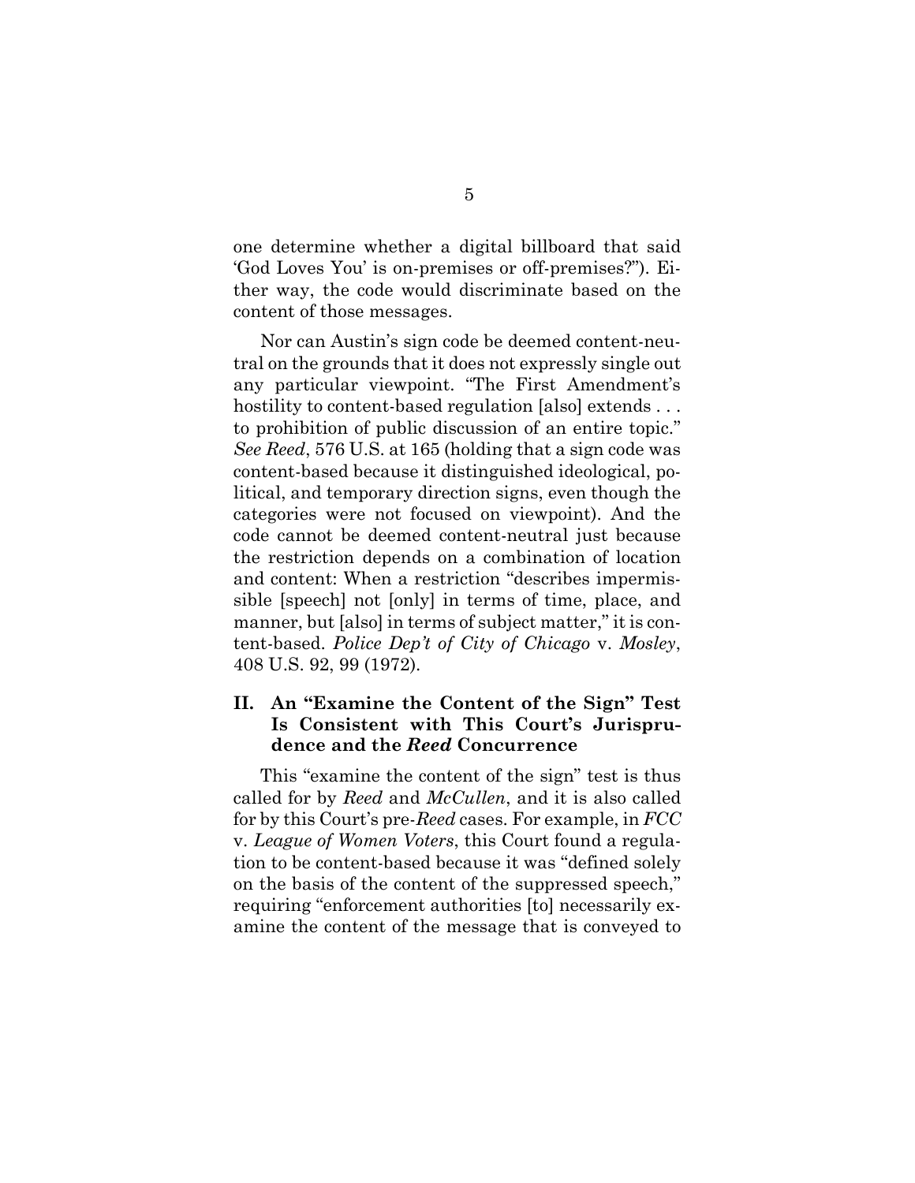one determine whether a digital billboard that said 'God Loves You' is on-premises or off-premises?"). Either way, the code would discriminate based on the content of those messages.

Nor can Austin's sign code be deemed content-neutral on the grounds that it does not expressly single out any particular viewpoint. "The First Amendment's hostility to content-based regulation [also] extends . . . to prohibition of public discussion of an entire topic." *See Reed*, 576 U.S. at 165 (holding that a sign code was content-based because it distinguished ideological, political, and temporary direction signs, even though the categories were not focused on viewpoint). And the code cannot be deemed content-neutral just because the restriction depends on a combination of location and content: When a restriction "describes impermissible [speech] not [only] in terms of time, place, and manner, but [also] in terms of subject matter," it is content-based. *Police Dep't of City of Chicago* v. *Mosley*, 408 U.S. 92, 99 (1972).

## II. An "Examine the Content of the Sign" Test Is Consistent with This Court's Jurisprudence and the *Reed* Concurrence

This "examine the content of the sign" test is thus called for by *Reed* and *McCullen*, and it is also called for by this Court's pre-*Reed* cases. For example, in *FCC* v. *League of Women Voters*, this Court found a regulation to be content-based because it was "defined solely on the basis of the content of the suppressed speech," requiring "enforcement authorities [to] necessarily examine the content of the message that is conveyed to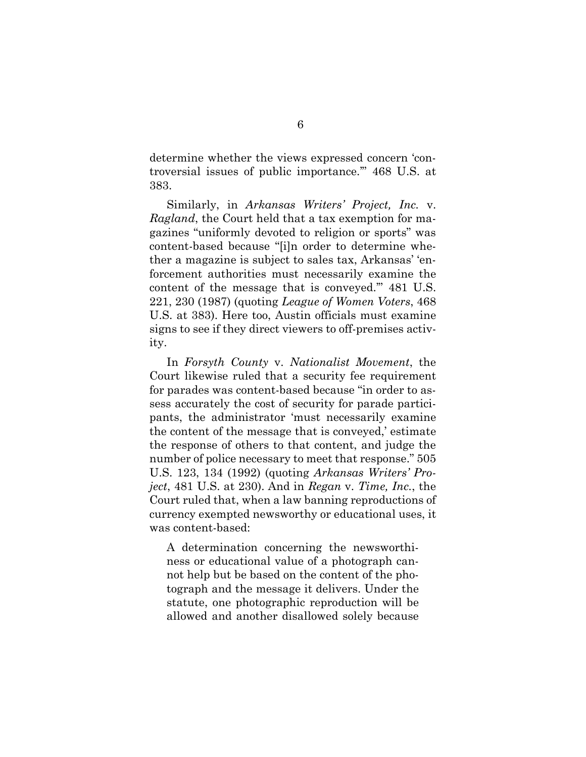determine whether the views expressed concern 'controversial issues of public importance.'" 468 U.S. at 383.

Similarly, in *Arkansas Writers' Project, Inc.* v. *Ragland*, the Court held that a tax exemption for magazines "uniformly devoted to religion or sports" was content-based because "[i]n order to determine whether a magazine is subject to sales tax, Arkansas' 'enforcement authorities must necessarily examine the content of the message that is conveyed.'" 481 U.S. 221, 230 (1987) (quoting *League of Women Voters*, 468 U.S. at 383). Here too, Austin officials must examine signs to see if they direct viewers to off-premises activity.

In *Forsyth County* v. *Nationalist Movement*, the Court likewise ruled that a security fee requirement for parades was content-based because "in order to assess accurately the cost of security for parade participants, the administrator 'must necessarily examine the content of the message that is conveyed,' estimate the response of others to that content, and judge the number of police necessary to meet that response." 505 U.S. 123, 134 (1992) (quoting *Arkansas Writers' Project*, 481 U.S. at 230). And in *Regan* v. *Time, Inc.*, the Court ruled that, when a law banning reproductions of currency exempted newsworthy or educational uses, it was content-based:

> A determination concerning the newsworthiness or educational value of a photograph cannot help but be based on the content of the photograph and the message it delivers. Under the statute, one photographic reproduction will be allowed and another disallowed solely because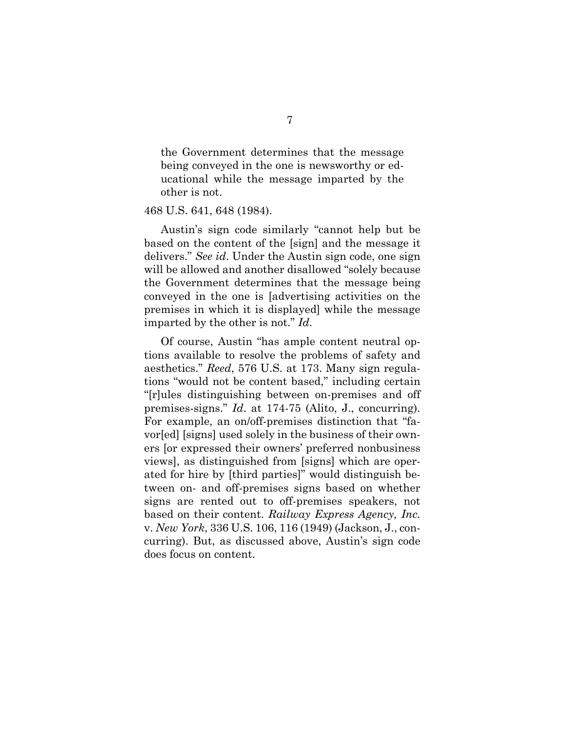> the Government determines that the message being conveyed in the one is newsworthy or educational while the message imparted by the other is not.

468 U.S. 641, 648 (1984).

Austin's sign code similarly "cannot help but be based on the content of the [sign] and the message it delivers." *See id*. Under the Austin sign code, one sign will be allowed and another disallowed "solely because the Government determines that the message being conveyed in the one is [advertising activities on the premises in which it is displayed] while the message imparted by the other is not." *Id*.

Of course, Austin "has ample content neutral options available to resolve the problems of safety and aesthetics." *Reed*, 576 U.S. at 173. Many sign regulations "would not be content based," including certain "[r]ules distinguishing between on-premises and off premises-signs." *Id*. at 174-75 (Alito, J., concurring). For example, an on/off-premises distinction that "favor[ed] [signs] used solely in the business of their owners [or expressed their owners' preferred nonbusiness views], as distinguished from [signs] which are operated for hire by [third parties]" would distinguish between on- and off-premises signs based on whether signs are rented out to off-premises speakers, not based on their content. *Railway Express Agency, Inc.* v. *New York*, 336 U.S. 106, 116 (1949) (Jackson, J., concurring). But, as discussed above, Austin's sign code does focus on content.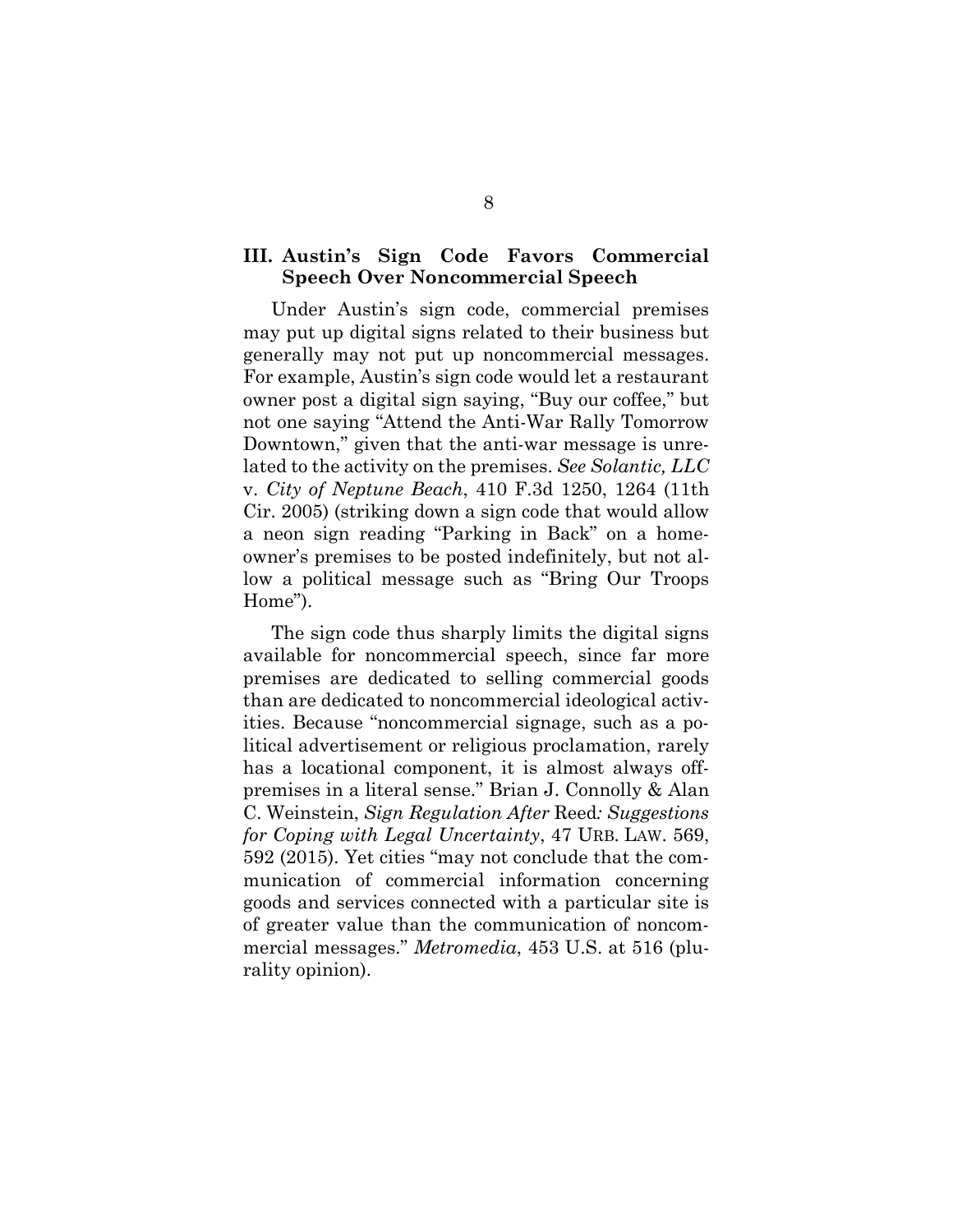## III. Austin's Sign Code Favors Commercial Speech Over Noncommercial Speech

Under Austin's sign code, commercial premises may put up digital signs related to their business but generally may not put up noncommercial messages. For example, Austin's sign code would let a restaurant owner post a digital sign saying, "Buy our coffee," but not one saying "Attend the Anti-War Rally Tomorrow Downtown," given that the anti-war message is unrelated to the activity on the premises. *See Solantic, LLC* v. *City of Neptune Beach*, 410 F.3d 1250, 1264 (11th Cir. 2005) (striking down a sign code that would allow a neon sign reading "Parking in Back" on a homeowner's premises to be posted indefinitely, but not allow a political message such as "Bring Our Troops Home").

The sign code thus sharply limits the digital signs available for noncommercial speech, since far more premises are dedicated to selling commercial goods than are dedicated to noncommercial ideological activities. Because "noncommercial signage, such as a political advertisement or religious proclamation, rarely has a locational component, it is almost always off-premises in a literal sense." Brian J. Connolly & Alan C. Weinstein, *Sign Regulation After* Reed*: Suggestions for Coping with Legal Uncertainty*, 47 URB. LAW. 569, 592 (2015). Yet cities "may not conclude that the communication of commercial information concerning goods and services connected with a particular site is of greater value than the communication of noncommercial messages." *Metromedia*, 453 U.S. at 516 (plurality opinion).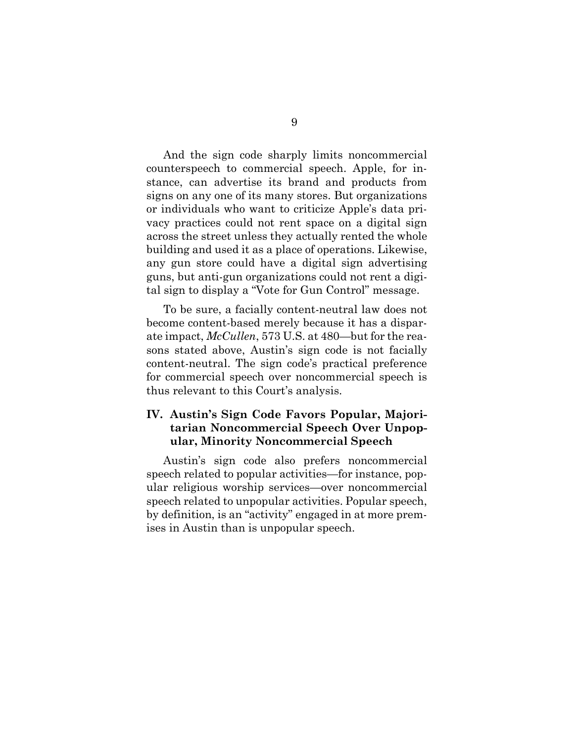And the sign code sharply limits noncommercial counterspeech to commercial speech. Apple, for instance, can advertise its brand and products from signs on any one of its many stores. But organizations or individuals who want to criticize Apple's data privacy practices could not rent space on a digital sign across the street unless they actually rented the whole building and used it as a place of operations. Likewise, any gun store could have a digital sign advertising guns, but anti-gun organizations could not rent a digital sign to display a "Vote for Gun Control" message.

To be sure, a facially content-neutral law does not become content-based merely because it has a disparate impact, *McCullen*, 573 U.S. at 480—but for the reasons stated above, Austin's sign code is not facially content-neutral. The sign code's practical preference for commercial speech over noncommercial speech is thus relevant to this Court's analysis.

## IV. Austin's Sign Code Favors Popular, Majoritarian Noncommercial Speech Over Unpopular, Minority Noncommercial Speech

Austin's sign code also prefers noncommercial speech related to popular activities—for instance, popular religious worship services—over noncommercial speech related to unpopular activities. Popular speech, by definition, is an "activity" engaged in at more premises in Austin than is unpopular speech.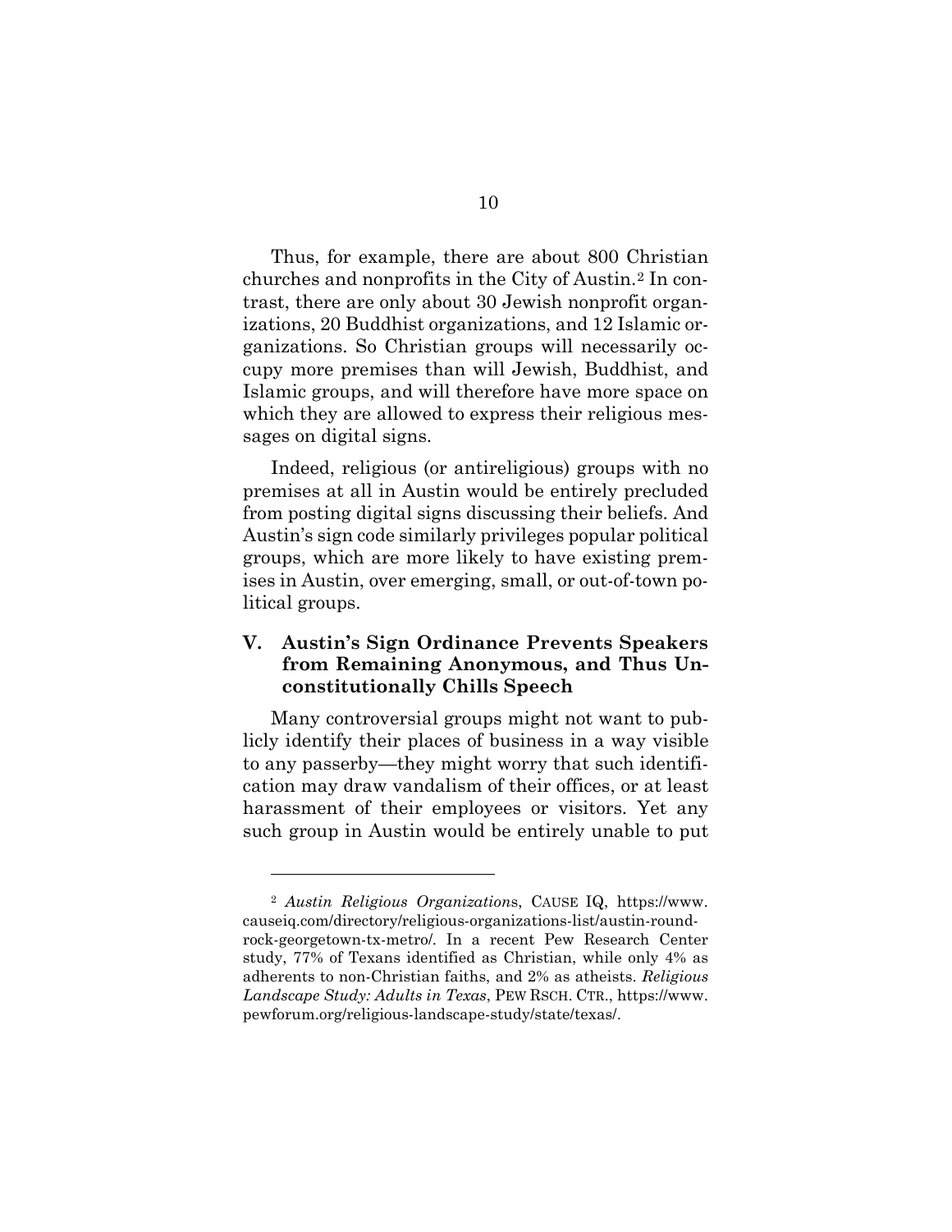Thus, for example, there are about 800 Christian churches and nonprofits in the City of Austin.[2] In contrast, there are only about 30 Jewish nonprofit organizations, 20 Buddhist organizations, and 12 Islamic organizations. So Christian groups will necessarily occupy more premises than will Jewish, Buddhist, and Islamic groups, and will therefore have more space on which they are allowed to express their religious messages on digital signs.

Indeed, religious (or antireligious) groups with no premises at all in Austin would be entirely precluded from posting digital signs discussing their beliefs. And Austin's sign code similarly privileges popular political groups, which are more likely to have existing premises in Austin, over emerging, small, or out-of-town political groups.

## V. Austin's Sign Ordinance Prevents Speakers from Remaining Anonymous, and Thus Unconstitutionally Chills Speech

Many controversial groups might not want to publicly identify their places of business in a way visible to any passerby—they might worry that such identification may draw vandalism of their offices, or at least harassment of their employees or visitors. Yet any such group in Austin would be entirely unable to put

---

[2] *Austin Religious Organizations*, CAUSE IQ, https://www.causeiq.com/directory/religious-organizations-list/austin-round-rock-georgetown-tx-metro/. In a recent Pew Research Center study, 77% of Texans identified as Christian, while only 4% as adherents to non-Christian faiths, and 2% as atheists. *Religious Landscape Study: Adults in Texas*, PEW RSCH. CTR., https://www.pewforum.org/religious-landscape-study/state/texas/.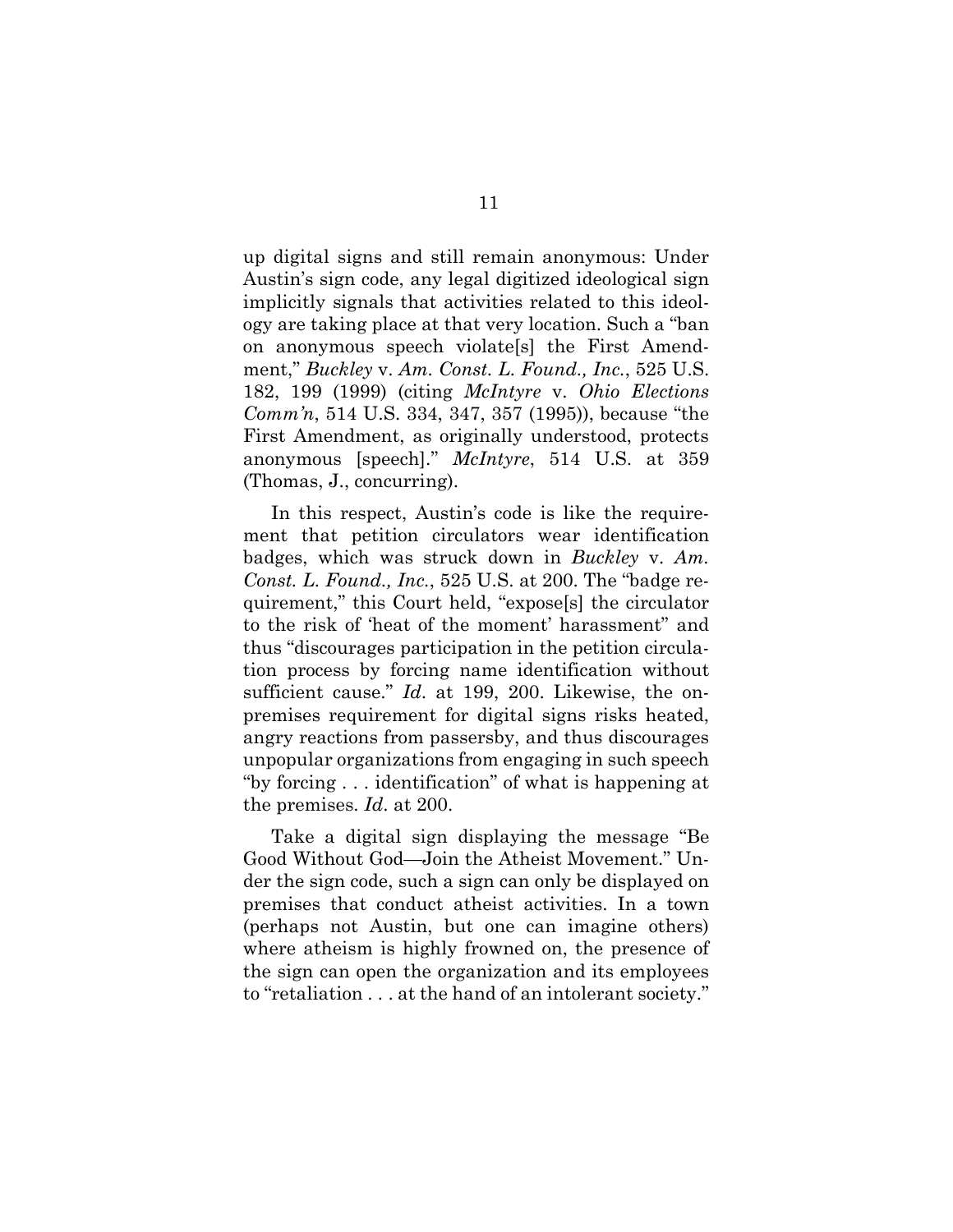up digital signs and still remain anonymous: Under Austin's sign code, any legal digitized ideological sign implicitly signals that activities related to this ideology are taking place at that very location. Such a "ban on anonymous speech violate[s] the First Amendment," *Buckley* v. *Am. Const. L. Found., Inc.*, 525 U.S. 182, 199 (1999) (citing *McIntyre* v. *Ohio Elections Comm'n*, 514 U.S. 334, 347, 357 (1995)), because "the First Amendment, as originally understood, protects anonymous [speech]." *McIntyre*, 514 U.S. at 359 (Thomas, J., concurring).

In this respect, Austin's code is like the requirement that petition circulators wear identification badges, which was struck down in *Buckley* v. *Am. Const. L. Found., Inc.*, 525 U.S. at 200. The "badge requirement," this Court held, "expose[s] the circulator to the risk of 'heat of the moment' harassment" and thus "discourages participation in the petition circulation process by forcing name identification without sufficient cause." *Id*. at 199, 200. Likewise, the on-premises requirement for digital signs risks heated, angry reactions from passersby, and thus discourages unpopular organizations from engaging in such speech "by forcing . . . identification" of what is happening at the premises. *Id*. at 200.

Take a digital sign displaying the message "Be Good Without God—Join the Atheist Movement." Under the sign code, such a sign can only be displayed on premises that conduct atheist activities. In a town (perhaps not Austin, but one can imagine others) where atheism is highly frowned on, the presence of the sign can open the organization and its employees to "retaliation . . . at the hand of an intolerant society."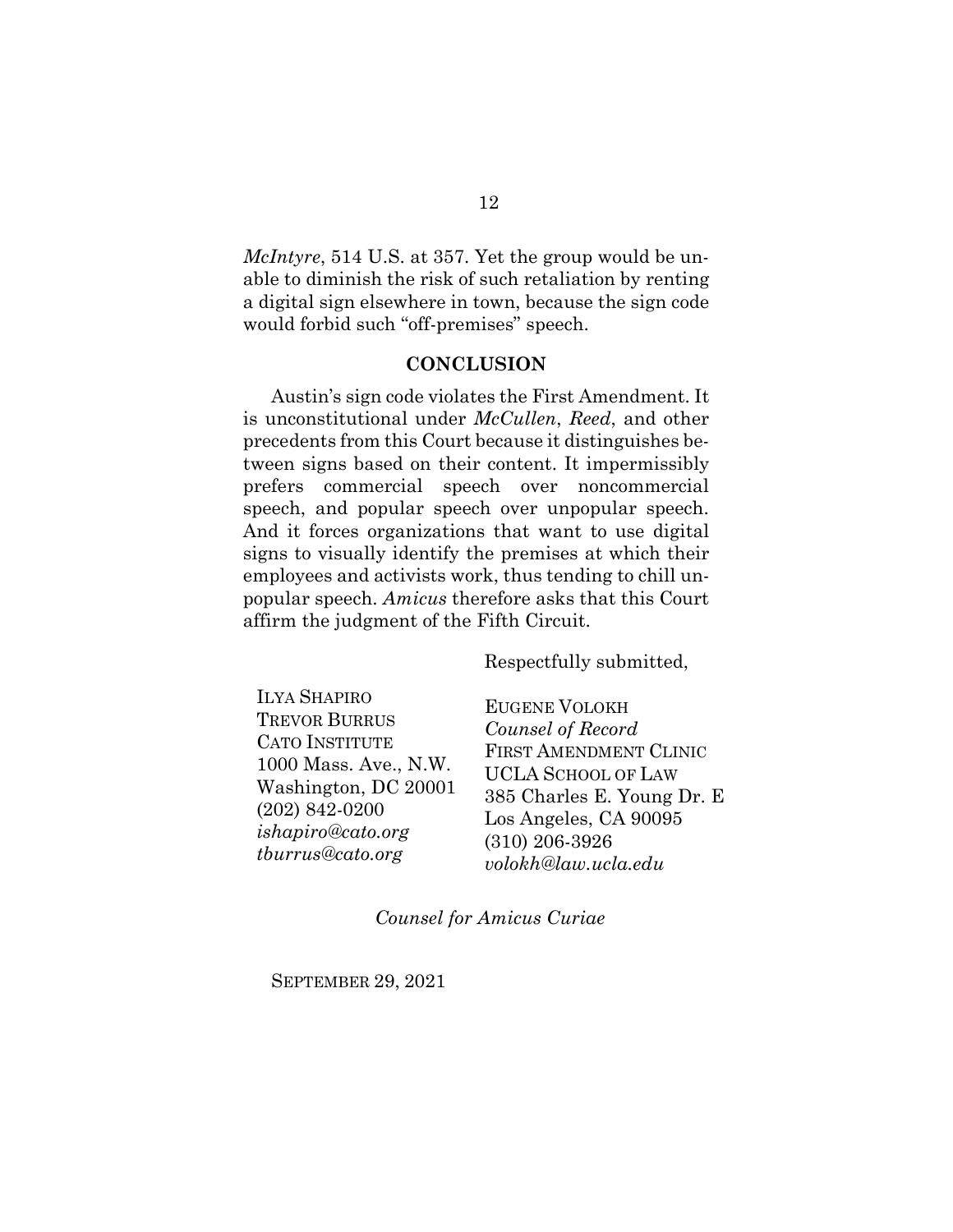*McIntyre*, 514 U.S. at 357. Yet the group would be unable to diminish the risk of such retaliation by renting a digital sign elsewhere in town, because the sign code would forbid such "off-premises" speech.

## CONCLUSION

Austin's sign code violates the First Amendment. It is unconstitutional under *McCullen*, *Reed*, and other precedents from this Court because it distinguishes between signs based on their content. It impermissibly prefers commercial speech over noncommercial speech, and popular speech over unpopular speech. And it forces organizations that want to use digital signs to visually identify the premises at which their employees and activists work, thus tending to chill unpopular speech. *Amicus* therefore asks that this Court affirm the judgment of the Fifth Circuit.

Respectfully submitted,

ILYA SHAPIRO
TREVOR BURRUS
CATO INSTITUTE
1000 Mass. Ave., N.W.
Washington, DC 20001
(202) 842-0200
*ishapiro@cato.org*
*tburrus@cato.org*

EUGENE VOLOKH
*Counsel of Record*
FIRST AMENDMENT CLINIC
UCLA SCHOOL OF LAW
385 Charles E. Young Dr. E
Los Angeles, CA 90095
(310) 206-3926
*volokh@law.ucla.edu*

*Counsel for Amicus Curiae*

SEPTEMBER 29, 2021